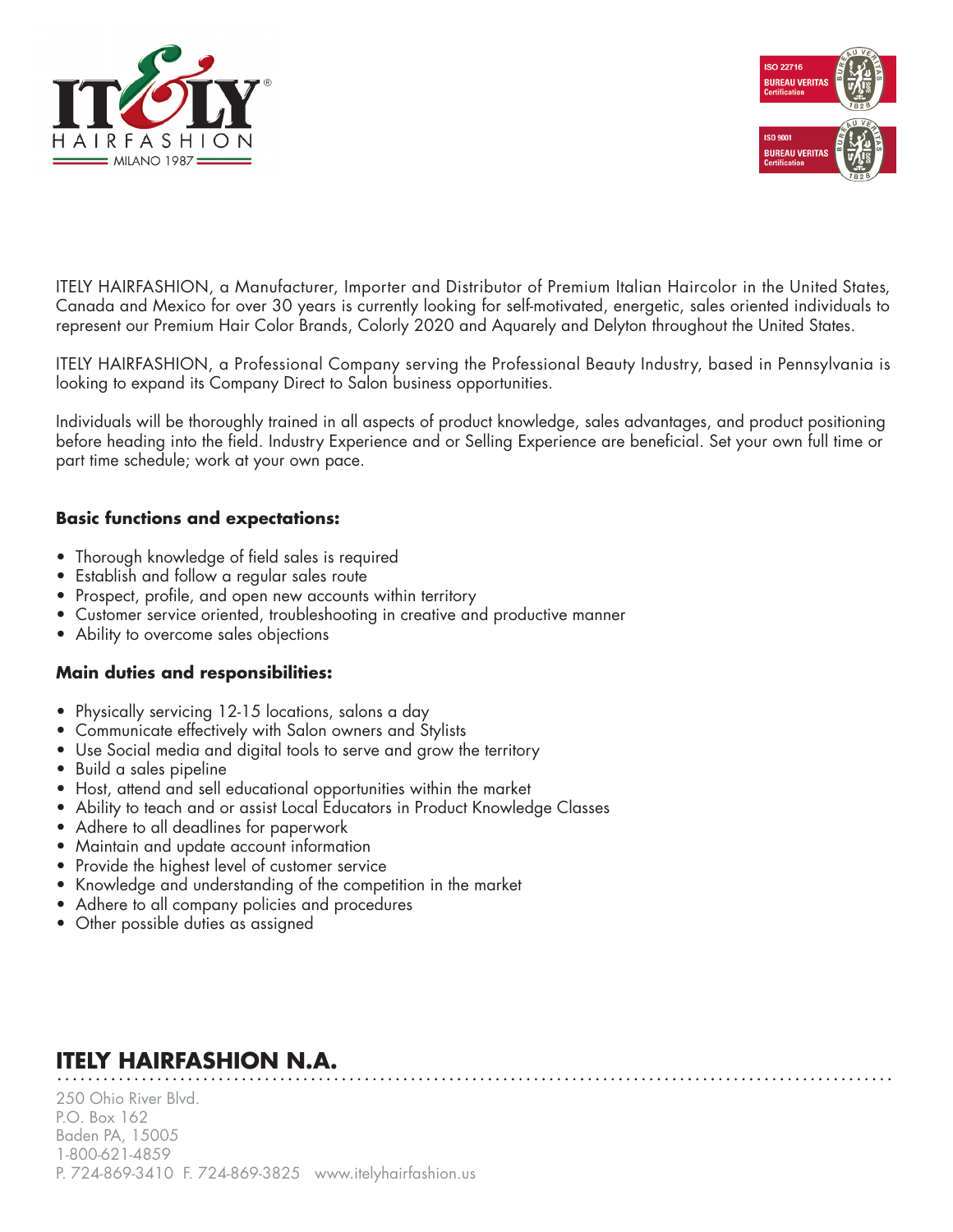ITELY HAIRFASHION, a Manufacturer, Importer and Distributor of Premium Italian Haircolor in the United States, Canada and Mexico for over 30 years is currently looking for self-motivated, energetic, sales oriented individuals to represent our Premium Hair Color Brands, Colorly 2020 and Aquarely and Delyton throughout the United States.

ITELY HAIRFASHION, a Professional Company serving the Professional Beauty Industry, based in Pennsylvania is looking to expand its Company Direct to Salon business opportunities.

Individuals will be thoroughly trained in all aspects of product knowledge, sales advantages, and product positioning before heading into the field. Industry Experience and or Selling Experience are beneficial. Set your own full time or part time schedule; work at your own pace.

**Basic functions and expectations:**

- Thorough knowledge of field sales is required
- Establish and follow a regular sales route
- Prospect, profile, and open new accounts within territory
- Customer service oriented, troubleshooting in creative and productive manner
- Ability to overcome sales objections

**Main duties and responsibilities:**

- Physically servicing 12-15 locations, salons a day
- Communicate effectively with Salon owners and Stylists
- Use Social media and digital tools to serve and grow the territory
- Build a sales pipeline
- Host, attend and sell educational opportunities within the market
- Ability to teach and or assist Local Educators in Product Knowledge Classes
- Adhere to all deadlines for paperwork
- Maintain and update account information
- Provide the highest level of customer service
- Knowledge and understanding of the competition in the market
- Adhere to all company policies and procedures
- Other possible duties as assigned

## ITELY HAIRFASHION N.A.

250 Ohio River Blvd.
P.O. Box 162
Baden PA, 15005
1-800-621-4859
P. 724-869-3410 F. 724-869-3825 www.itelyhairfashion.us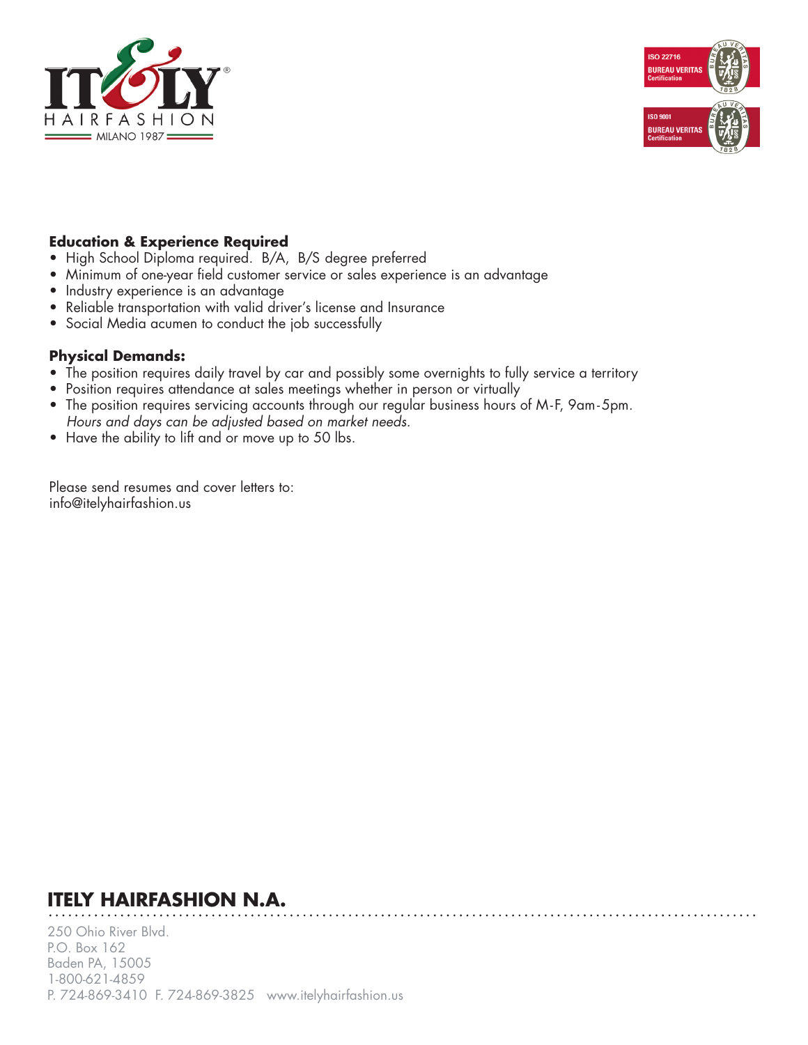**Education & Experience Required**

- High School Diploma required.  B/A,  B/S degree preferred
- Minimum of one-year field customer service or sales experience is an advantage
- Industry experience is an advantage
- Reliable transportation with valid driver's license and Insurance
- Social Media acumen to conduct the job successfully

**Physical Demands:**

- The position requires daily travel by car and possibly some overnights to fully service a territory
- Position requires attendance at sales meetings whether in person or virtually
- The position requires servicing accounts through our regular business hours of M-F, 9am-5pm. *Hours and days can be adjusted based on market needs.*
- Have the ability to lift and or move up to 50 lbs.

Please send resumes and cover letters to:
info@itelyhairfashion.us

## ITELY HAIRFASHION N.A.

250 Ohio River Blvd.
P.O. Box 162
Baden PA, 15005
1-800-621-4859
P. 724-869-3410  F. 724-869-3825   www.itelyhairfashion.us